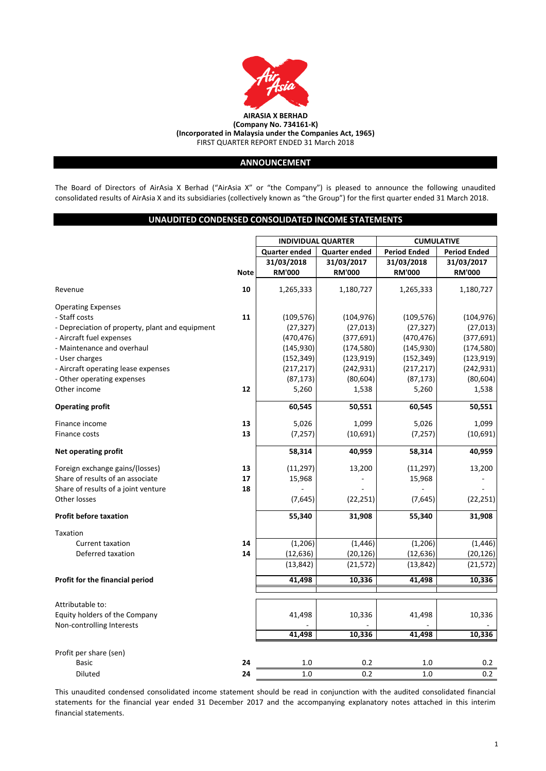**AIRASIA X BERHAD**
**(Company No. 734161-K)**
**(Incorporated in Malaysia under the Companies Act, 1965)**
FIRST QUARTER REPORT ENDED 31 March 2018

## ANNOUNCEMENT

The Board of Directors of AirAsia X Berhad ("AirAsia X" or "the Company") is pleased to announce the following unaudited consolidated results of AirAsia X and its subsidiaries (collectively known as "the Group") for the first quarter ended 31 March 2018.

## UNAUDITED CONDENSED CONSOLIDATED INCOME STATEMENTS

| | | INDIVIDUAL QUARTER | | CUMULATIVE | |
|---|---|---|---|---|---|
| | | Quarter ended | Quarter ended | Period Ended | Period Ended |
| | | 31/03/2018 | 31/03/2017 | 31/03/2018 | 31/03/2017 |
| | Note | RM'000 | RM'000 | RM'000 | RM'000 |
| Revenue | 10 | 1,265,333 | 1,180,727 | 1,265,333 | 1,180,727 |
| Operating Expenses | | | | | |
| - Staff costs | 11 | (109,576) | (104,976) | (109,576) | (104,976) |
| - Depreciation of property, plant and equipment | | (27,327) | (27,013) | (27,327) | (27,013) |
| - Aircraft fuel expenses | | (470,476) | (377,691) | (470,476) | (377,691) |
| - Maintenance and overhaul | | (145,930) | (174,580) | (145,930) | (174,580) |
| - User charges | | (152,349) | (123,919) | (152,349) | (123,919) |
| - Aircraft operating lease expenses | | (217,217) | (242,931) | (217,217) | (242,931) |
| - Other operating expenses | | (87,173) | (80,604) | (87,173) | (80,604) |
| Other income | 12 | 5,260 | 1,538 | 5,260 | 1,538 |
| **Operating profit** | | **60,545** | **50,551** | **60,545** | **50,551** |
| Finance income | 13 | 5,026 | 1,099 | 5,026 | 1,099 |
| Finance costs | 13 | (7,257) | (10,691) | (7,257) | (10,691) |
| **Net operating profit** | | **58,314** | **40,959** | **58,314** | **40,959** |
| Foreign exchange gains/(losses) | 13 | (11,297) | 13,200 | (11,297) | 13,200 |
| Share of results of an associate | 17 | 15,968 | - | 15,968 | - |
| Share of results of a joint venture | 18 | - | - | - | - |
| Other losses | | (7,645) | (22,251) | (7,645) | (22,251) |
| **Profit before taxation** | | **55,340** | **31,908** | **55,340** | **31,908** |
| Taxation | | | | | |
| Current taxation | 14 | (1,206) | (1,446) | (1,206) | (1,446) |
| Deferred taxation | 14 | (12,636) | (20,126) | (12,636) | (20,126) |
| | | (13,842) | (21,572) | (13,842) | (21,572) |
| **Profit for the financial period** | | **41,498** | **10,336** | **41,498** | **10,336** |
| Attributable to: | | | | | |
| Equity holders of the Company | | 41,498 | 10,336 | 41,498 | 10,336 |
| Non-controlling Interests | | - | - | - | - |
| | | **41,498** | **10,336** | **41,498** | **10,336** |
| Profit per share (sen) | | | | | |
| Basic | 24 | 1.0 | 0.2 | 1.0 | 0.2 |
| Diluted | 24 | 1.0 | 0.2 | 1.0 | 0.2 |

This unaudited condensed consolidated income statement should be read in conjunction with the audited consolidated financial statements for the financial year ended 31 December 2017 and the accompanying explanatory notes attached in this interim financial statements.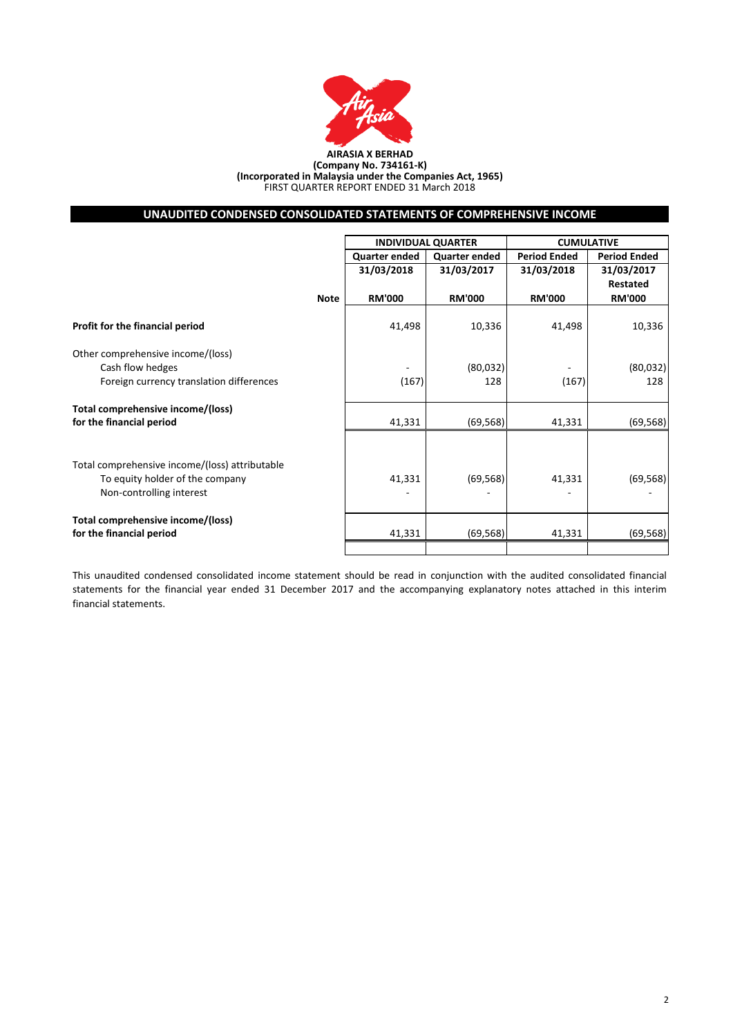**AIRASIA X BERHAD**
**(Company No. 734161-K)**
**(Incorporated in Malaysia under the Companies Act, 1965)**
FIRST QUARTER REPORT ENDED 31 March 2018

## UNAUDITED CONDENSED CONSOLIDATED STATEMENTS OF COMPREHENSIVE INCOME

| | | INDIVIDUAL QUARTER | | CUMULATIVE | |
|---|---|---|---|---|---|
| | | Quarter ended | Quarter ended | Period Ended | Period Ended |
| | | 31/03/2018 | 31/03/2017 | 31/03/2018 | 31/03/2017 Restated |
| | Note | RM'000 | RM'000 | RM'000 | RM'000 |
| **Profit for the financial period** | | 41,498 | 10,336 | 41,498 | 10,336 |
| Other comprehensive income/(loss) | | | | | |
| Cash flow hedges | | - | (80,032) | - | (80,032) |
| Foreign currency translation differences | | (167) | 128 | (167) | 128 |
| **Total comprehensive income/(loss) for the financial period** | | 41,331 | (69,568) | 41,331 | (69,568) |
| Total comprehensive income/(loss) attributable | | | | | |
| To equity holder of the company | | 41,331 | (69,568) | 41,331 | (69,568) |
| Non-controlling interest | | - | - | - | - |
| **Total comprehensive income/(loss) for the financial period** | | 41,331 | (69,568) | 41,331 | (69,568) |

This unaudited condensed consolidated income statement should be read in conjunction with the audited consolidated financial statements for the financial year ended 31 December 2017 and the accompanying explanatory notes attached in this interim financial statements.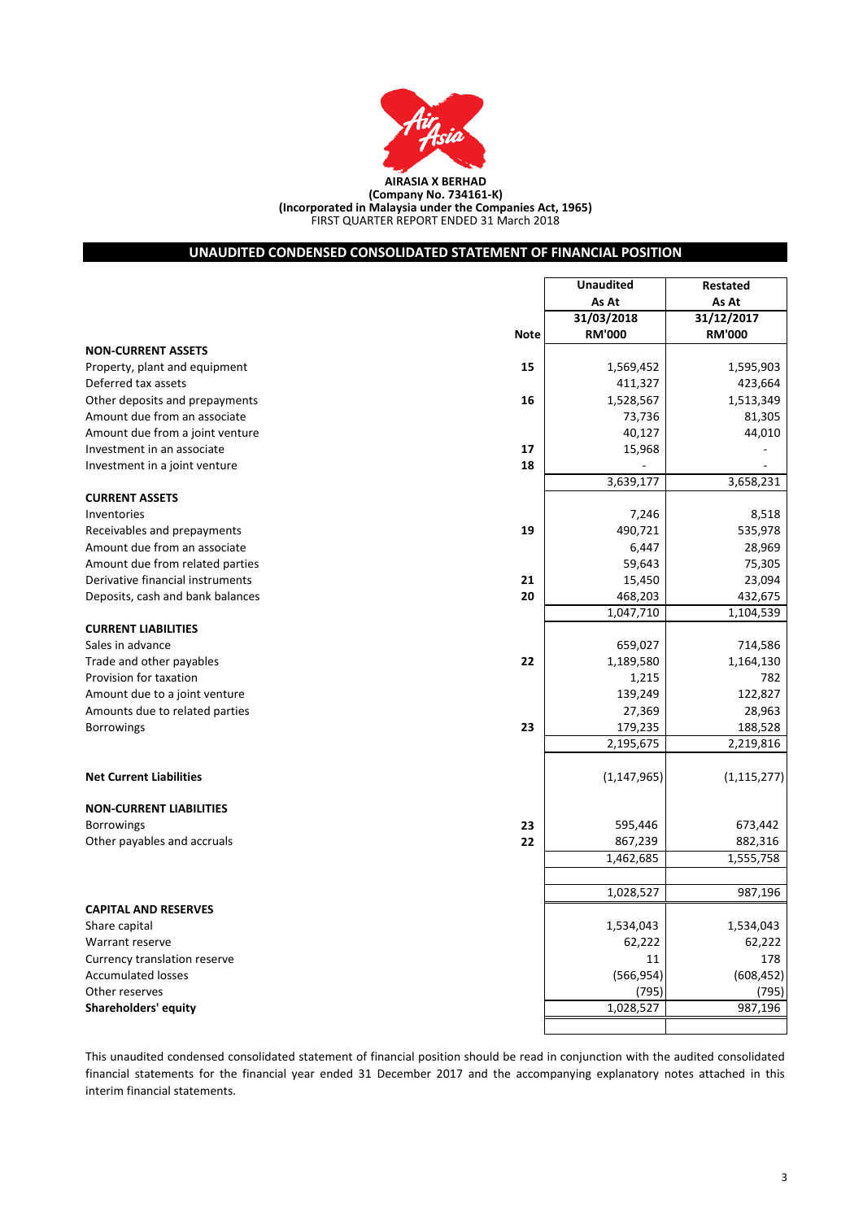**AIRASIA X BERHAD**
**(Company No. 734161-K)**
**(Incorporated in Malaysia under the Companies Act, 1965)**
FIRST QUARTER REPORT ENDED 31 March 2018

## UNAUDITED CONDENSED CONSOLIDATED STATEMENT OF FINANCIAL POSITION

| | Note | Unaudited As At 31/03/2018 RM'000 | Restated As At 31/12/2017 RM'000 |
|---|---|---|---|
| **NON-CURRENT ASSETS** | | | |
| Property, plant and equipment | 15 | 1,569,452 | 1,595,903 |
| Deferred tax assets | | 411,327 | 423,664 |
| Other deposits and prepayments | 16 | 1,528,567 | 1,513,349 |
| Amount due from an associate | | 73,736 | 81,305 |
| Amount due from a joint venture | | 40,127 | 44,010 |
| Investment in an associate | 17 | 15,968 | - |
| Investment in a joint venture | 18 | - | - |
| | | 3,639,177 | 3,658,231 |
| **CURRENT ASSETS** | | | |
| Inventories | | 7,246 | 8,518 |
| Receivables and prepayments | 19 | 490,721 | 535,978 |
| Amount due from an associate | | 6,447 | 28,969 |
| Amount due from related parties | | 59,643 | 75,305 |
| Derivative financial instruments | 21 | 15,450 | 23,094 |
| Deposits, cash and bank balances | 20 | 468,203 | 432,675 |
| | | 1,047,710 | 1,104,539 |
| **CURRENT LIABILITIES** | | | |
| Sales in advance | | 659,027 | 714,586 |
| Trade and other payables | 22 | 1,189,580 | 1,164,130 |
| Provision for taxation | | 1,215 | 782 |
| Amount due to a joint venture | | 139,249 | 122,827 |
| Amounts due to related parties | | 27,369 | 28,963 |
| Borrowings | 23 | 179,235 | 188,528 |
| | | 2,195,675 | 2,219,816 |
| **Net Current Liabilities** | | (1,147,965) | (1,115,277) |
| **NON-CURRENT LIABILITIES** | | | |
| Borrowings | 23 | 595,446 | 673,442 |
| Other payables and accruals | 22 | 867,239 | 882,316 |
| | | 1,462,685 | 1,555,758 |
| | | 1,028,527 | 987,196 |
| **CAPITAL AND RESERVES** | | | |
| Share capital | | 1,534,043 | 1,534,043 |
| Warrant reserve | | 62,222 | 62,222 |
| Currency translation reserve | | 11 | 178 |
| Accumulated losses | | (566,954) | (608,452) |
| Other reserves | | (795) | (795) |
| **Shareholders' equity** | | 1,028,527 | 987,196 |

This unaudited condensed consolidated statement of financial position should be read in conjunction with the audited consolidated financial statements for the financial year ended 31 December 2017 and the accompanying explanatory notes attached in this interim financial statements.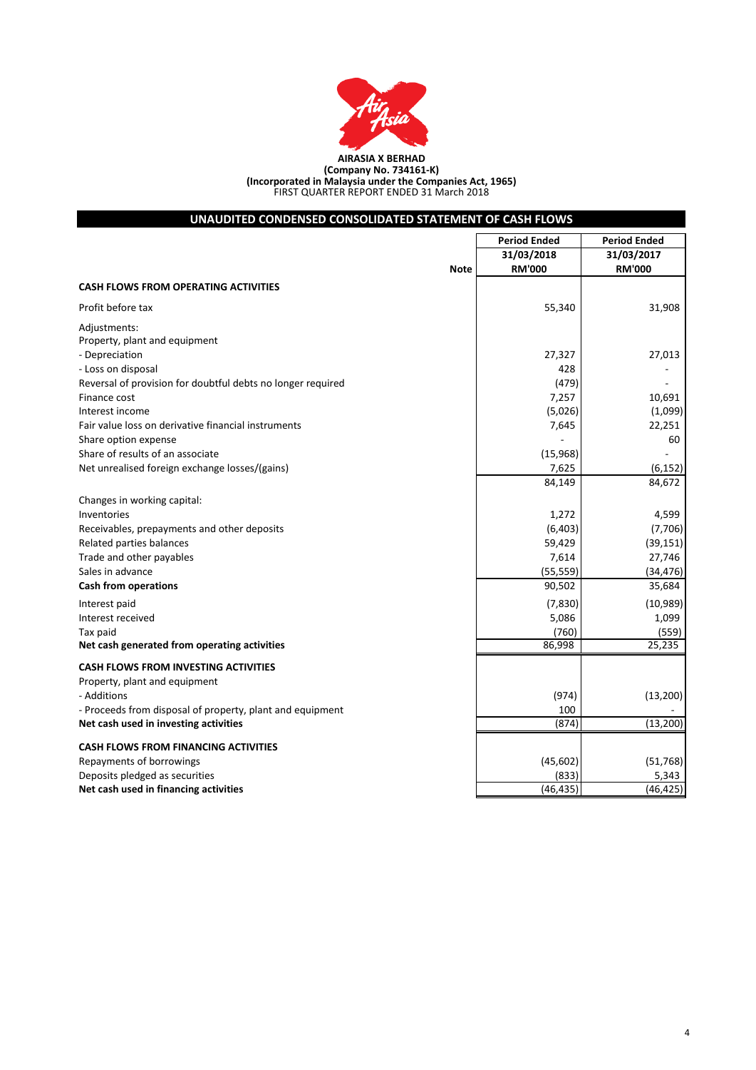**AIRASIA X BERHAD**
**(Company No. 734161-K)**
**(Incorporated in Malaysia under the Companies Act, 1965)**
FIRST QUARTER REPORT ENDED 31 March 2018

## UNAUDITED CONDENSED CONSOLIDATED STATEMENT OF CASH FLOWS

| | Note | Period Ended 31/03/2018 RM'000 | Period Ended 31/03/2017 RM'000 |
|---|---|---|---|
| **CASH FLOWS FROM OPERATING ACTIVITIES** | | | |
| Profit before tax | | 55,340 | 31,908 |
| Adjustments: | | | |
| Property, plant and equipment | | | |
| - Depreciation | | 27,327 | 27,013 |
| - Loss on disposal | | 428 | - |
| Reversal of provision for doubtful debts no longer required | | (479) | - |
| Finance cost | | 7,257 | 10,691 |
| Interest income | | (5,026) | (1,099) |
| Fair value loss on derivative financial instruments | | 7,645 | 22,251 |
| Share option expense | | - | 60 |
| Share of results of an associate | | (15,968) | - |
| Net unrealised foreign exchange losses/(gains) | | 7,625 | (6,152) |
| | | 84,149 | 84,672 |
| Changes in working capital: | | | |
| Inventories | | 1,272 | 4,599 |
| Receivables, prepayments and other deposits | | (6,403) | (7,706) |
| Related parties balances | | 59,429 | (39,151) |
| Trade and other payables | | 7,614 | 27,746 |
| Sales in advance | | (55,559) | (34,476) |
| **Cash from operations** | | 90,502 | 35,684 |
| Interest paid | | (7,830) | (10,989) |
| Interest received | | 5,086 | 1,099 |
| Tax paid | | (760) | (559) |
| **Net cash generated from operating activities** | | 86,998 | 25,235 |
| **CASH FLOWS FROM INVESTING ACTIVITIES** | | | |
| Property, plant and equipment | | | |
| - Additions | | (974) | (13,200) |
| - Proceeds from disposal of property, plant and equipment | | 100 | - |
| **Net cash used in investing activities** | | (874) | (13,200) |
| **CASH FLOWS FROM FINANCING ACTIVITIES** | | | |
| Repayments of borrowings | | (45,602) | (51,768) |
| Deposits pledged as securities | | (833) | 5,343 |
| **Net cash used in financing activities** | | (46,435) | (46,425) |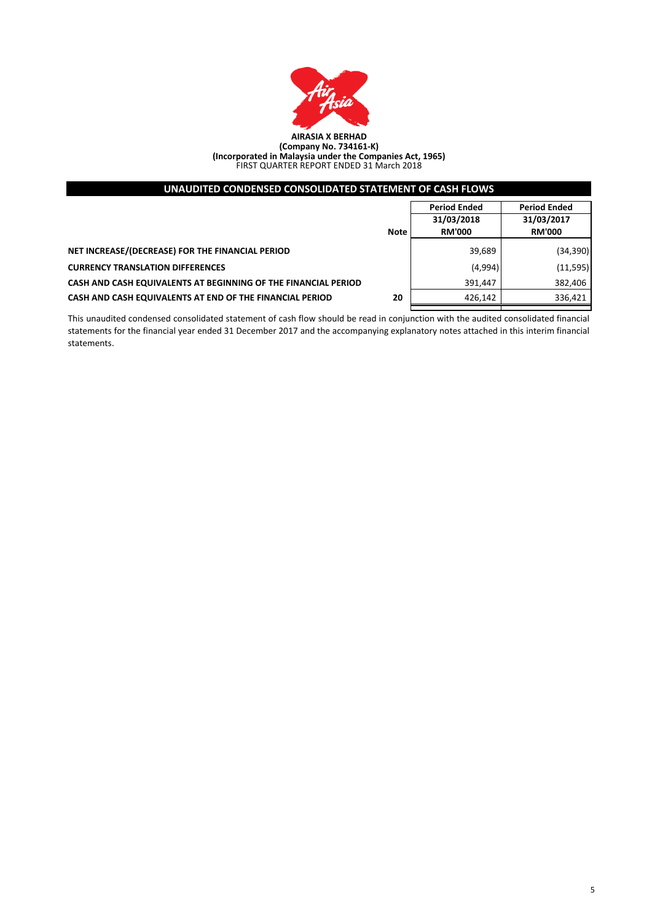**AIRASIA X BERHAD**
**(Company No. 734161-K)**
**(Incorporated in Malaysia under the Companies Act, 1965)**
FIRST QUARTER REPORT ENDED 31 March 2018

## UNAUDITED CONDENSED CONSOLIDATED STATEMENT OF CASH FLOWS

| | Note | Period Ended 31/03/2018 RM'000 | Period Ended 31/03/2017 RM'000 |
|---|---|---|---|
| **NET INCREASE/(DECREASE) FOR THE FINANCIAL PERIOD** | | 39,689 | (34,390) |
| **CURRENCY TRANSLATION DIFFERENCES** | | (4,994) | (11,595) |
| **CASH AND CASH EQUIVALENTS AT BEGINNING OF THE FINANCIAL PERIOD** | | 391,447 | 382,406 |
| **CASH AND CASH EQUIVALENTS AT END OF THE FINANCIAL PERIOD** | 20 | 426,142 | 336,421 |

This unaudited condensed consolidated statement of cash flow should be read in conjunction with the audited consolidated financial statements for the financial year ended 31 December 2017 and the accompanying explanatory notes attached in this interim financial statements.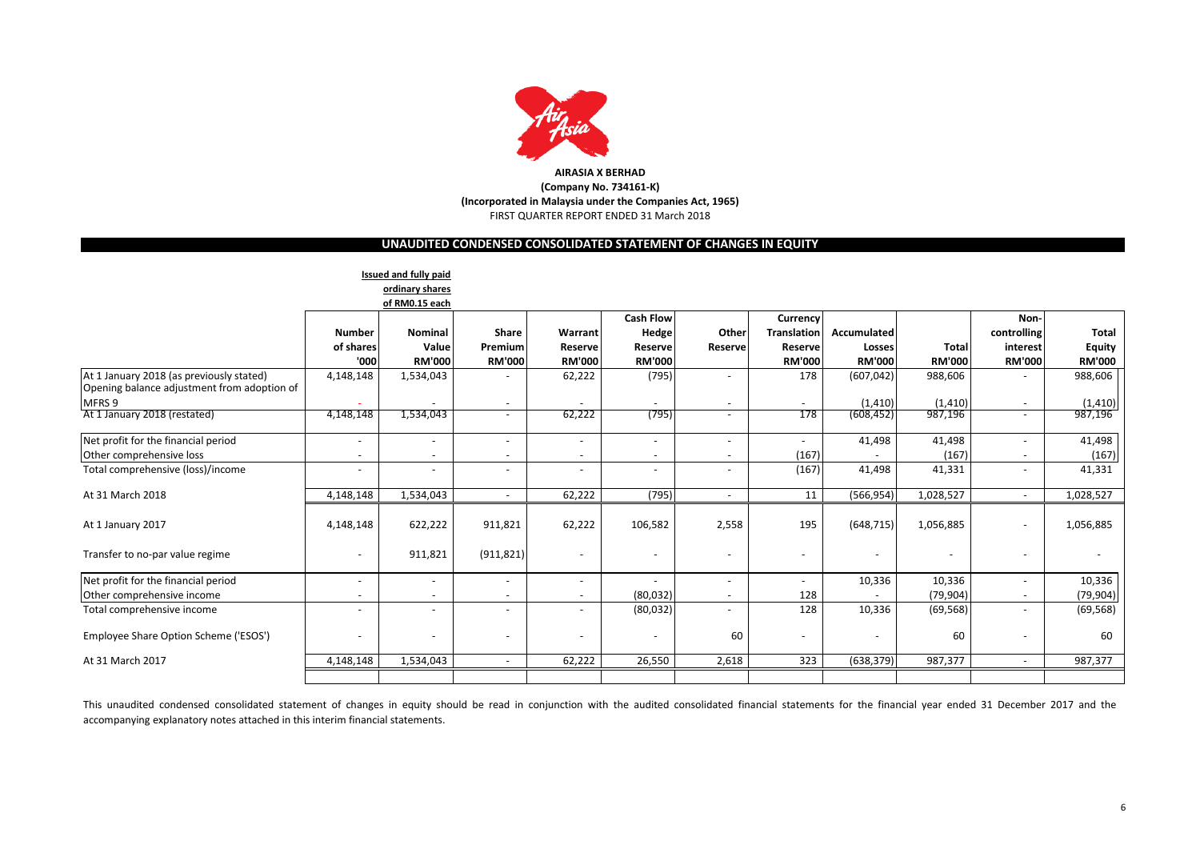**AIRASIA X BERHAD**
**(Company No. 734161-K)**
**(Incorporated in Malaysia under the Companies Act, 1965)**
FIRST QUARTER REPORT ENDED 31 March 2018

## UNAUDITED CONDENSED CONSOLIDATED STATEMENT OF CHANGES IN EQUITY

| | Issued and fully paid ordinary shares of RM0.15 each | | | | | | | | | | |
|---|---|---|---|---|---|---|---|---|---|---|---|
| | Number of shares '000 | Nominal Value RM'000 | Share Premium RM'000 | Warrant Reserve RM'000 | Cash Flow Hedge Reserve RM'000 | Other Reserve | Currency Translation Reserve RM'000 | Accumulated Losses RM'000 | Total RM'000 | Non-controlling interest RM'000 | Total Equity RM'000 |
| At 1 January 2018 (as previously stated) | 4,148,148 | 1,534,043 | - | 62,222 | (795) | - | 178 | (607,042) | 988,606 | - | 988,606 |
| Opening balance adjustment from adoption of MFRS 9 | - | - | - | - | - | - | - | (1,410) | (1,410) | - | (1,410) |
| At 1 January 2018 (restated) | 4,148,148 | 1,534,043 | - | 62,222 | (795) | - | 178 | (608,452) | 987,196 | - | 987,196 |
| Net profit for the financial period | - | - | - | - | - | - | - | 41,498 | 41,498 | - | 41,498 |
| Other comprehensive loss | - | - | - | - | - | - | (167) | - | (167) | - | (167) |
| Total comprehensive (loss)/income | - | - | - | - | - | - | (167) | 41,498 | 41,331 | - | 41,331 |
| At 31 March 2018 | 4,148,148 | 1,534,043 | - | 62,222 | (795) | - | 11 | (566,954) | 1,028,527 | - | 1,028,527 |
| At 1 January 2017 | 4,148,148 | 622,222 | 911,821 | 62,222 | 106,582 | 2,558 | 195 | (648,715) | 1,056,885 | - | 1,056,885 |
| Transfer to no-par value regime | - | 911,821 | (911,821) | - | - | - | - | - | - | - | - |
| Net profit for the financial period | - | - | - | - | - | - | - | 10,336 | 10,336 | - | 10,336 |
| Other comprehensive income | - | - | - | - | (80,032) | - | 128 | - | (79,904) | - | (79,904) |
| Total comprehensive income | - | - | - | - | (80,032) | - | 128 | 10,336 | (69,568) | - | (69,568) |
| Employee Share Option Scheme ('ESOS') | - | - | - | - | - | 60 | - | - | 60 | - | 60 |
| At 31 March 2017 | 4,148,148 | 1,534,043 | - | 62,222 | 26,550 | 2,618 | 323 | (638,379) | 987,377 | - | 987,377 |

This unaudited condensed consolidated statement of changes in equity should be read in conjunction with the audited consolidated financial statements for the financial year ended 31 December 2017 and the accompanying explanatory notes attached in this interim financial statements.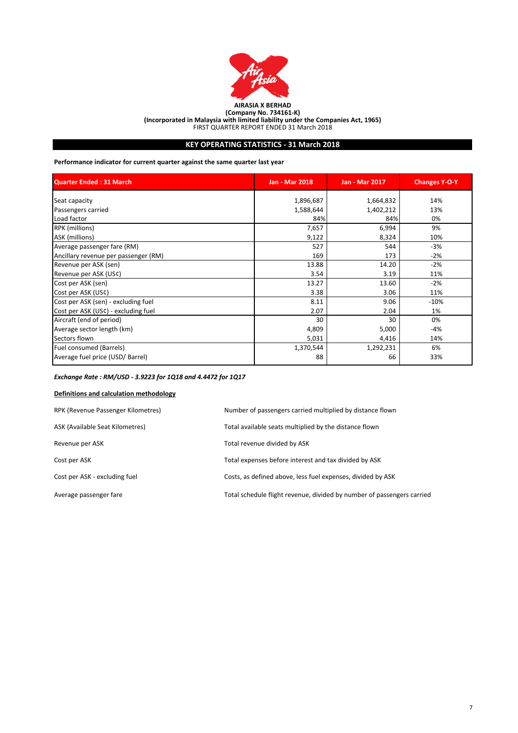**AIRASIA X BERHAD**
**(Company No. 734161-K)**
**(Incorporated in Malaysia with limited liability under the Companies Act, 1965)**
FIRST QUARTER REPORT ENDED 31 March 2018

## KEY OPERATING STATISTICS - 31 March 2018

**Performance indicator for current quarter against the same quarter last year**

| Quarter Ended : 31 March | Jan - Mar 2018 | Jan - Mar 2017 | Changes Y-O-Y |
|---|---|---|---|
| Seat capacity | 1,896,687 | 1,664,832 | 14% |
| Passengers carried | 1,588,644 | 1,402,212 | 13% |
| Load factor | 84% | 84% | 0% |
| RPK (millions) | 7,657 | 6,994 | 9% |
| ASK (millions) | 9,122 | 8,324 | 10% |
| Average passenger fare (RM) | 527 | 544 | -3% |
| Ancillary revenue per passenger (RM) | 169 | 173 | -2% |
| Revenue per ASK (sen) | 13.88 | 14.20 | -2% |
| Revenue per ASK (US¢) | 3.54 | 3.19 | 11% |
| Cost per ASK (sen) | 13.27 | 13.60 | -2% |
| Cost per ASK (US¢) | 3.38 | 3.06 | 11% |
| Cost per ASK (sen) - excluding fuel | 8.11 | 9.06 | -10% |
| Cost per ASK (US¢) - excluding fuel | 2.07 | 2.04 | 1% |
| Aircraft (end of period) | 30 | 30 | 0% |
| Average sector length (km) | 4,809 | 5,000 | -4% |
| Sectors flown | 5,031 | 4,416 | 14% |
| Fuel consumed (Barrels) | 1,370,544 | 1,292,231 | 6% |
| Average fuel price (USD/ Barrel) | 88 | 66 | 33% |

***Exchange Rate : RM/USD - 3.9223 for 1Q18 and 4.4472 for 1Q17***

**Definitions and calculation methodology**

| | |
|---|---|
| RPK (Revenue Passenger Kilometres) | Number of passengers carried multiplied by distance flown |
| ASK (Available Seat Kilometres) | Total available seats multiplied by the distance flown |
| Revenue per ASK | Total revenue divided by ASK |
| Cost per ASK | Total expenses before interest and tax divided by ASK |
| Cost per ASK - excluding fuel | Costs, as defined above, less fuel expenses, divided by ASK |
| Average passenger fare | Total schedule flight revenue, divided by number of passengers carried |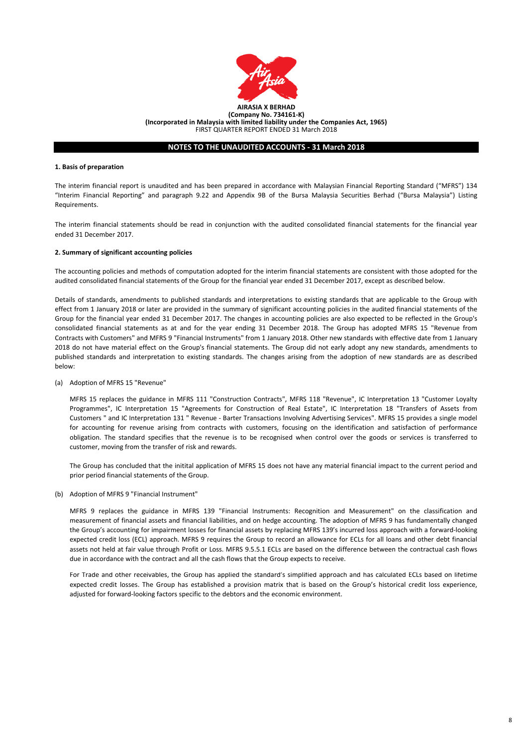**AIRASIA X BERHAD**
**(Company No. 734161-K)**
**(Incorporated in Malaysia with limited liability under the Companies Act, 1965)**
FIRST QUARTER REPORT ENDED 31 March 2018

## NOTES TO THE UNAUDITED ACCOUNTS - 31 March 2018

### 1. Basis of preparation

The interim financial report is unaudited and has been prepared in accordance with Malaysian Financial Reporting Standard ("MFRS") 134 "Interim Financial Reporting" and paragraph 9.22 and Appendix 9B of the Bursa Malaysia Securities Berhad ("Bursa Malaysia") Listing Requirements.

The interim financial statements should be read in conjunction with the audited consolidated financial statements for the financial year ended 31 December 2017.

### 2. Summary of significant accounting policies

The accounting policies and methods of computation adopted for the interim financial statements are consistent with those adopted for the audited consolidated financial statements of the Group for the financial year ended 31 December 2017, except as described below.

Details of standards, amendments to published standards and interpretations to existing standards that are applicable to the Group with effect from 1 January 2018 or later are provided in the summary of significant accounting policies in the audited financial statements of the Group for the financial year ended 31 December 2017. The changes in accounting policies are also expected to be reflected in the Group's consolidated financial statements as at and for the year ending 31 December 2018. The Group has adopted MFRS 15 "Revenue from Contracts with Customers" and MFRS 9 "Financial Instruments" from 1 January 2018. Other new standards with effective date from 1 January 2018 do not have material effect on the Group's financial statements. The Group did not early adopt any new standards, amendments to published standards and interpretation to existing standards. The changes arising from the adoption of new standards are as described below:

(a) Adoption of MFRS 15 "Revenue"

MFRS 15 replaces the guidance in MFRS 111 "Construction Contracts", MFRS 118 "Revenue", IC Interpretation 13 "Customer Loyalty Programmes", IC Interpretation 15 "Agreements for Construction of Real Estate", IC Interpretation 18 "Transfers of Assets from Customers " and IC Interpretation 131 " Revenue - Barter Transactions Involving Advertising Services". MFRS 15 provides a single model for accounting for revenue arising from contracts with customers, focusing on the identification and satisfaction of performance obligation. The standard specifies that the revenue is to be recognised when control over the goods or services is transferred to customer, moving from the transfer of risk and rewards.

The Group has concluded that the initital application of MFRS 15 does not have any material financial impact to the current period and prior period financial statements of the Group.

(b) Adoption of MFRS 9 "Financial Instrument"

MFRS 9 replaces the guidance in MFRS 139 "Financial Instruments: Recognition and Measurement" on the classification and measurement of financial assets and financial liabilities, and on hedge accounting. The adoption of MFRS 9 has fundamentally changed the Group's accounting for impairment losses for financial assets by replacing MFRS 139's incurred loss approach with a forward-looking expected credit loss (ECL) approach. MFRS 9 requires the Group to record an allowance for ECLs for all loans and other debt financial assets not held at fair value through Profit or Loss. MFRS 9.5.5.1 ECLs are based on the difference between the contractual cash flows due in accordance with the contract and all the cash flows that the Group expects to receive.

For Trade and other receivables, the Group has applied the standard's simplified approach and has calculated ECLs based on lifetime expected credit losses. The Group has established a provision matrix that is based on the Group's historical credit loss experience, adjusted for forward-looking factors specific to the debtors and the economic environment.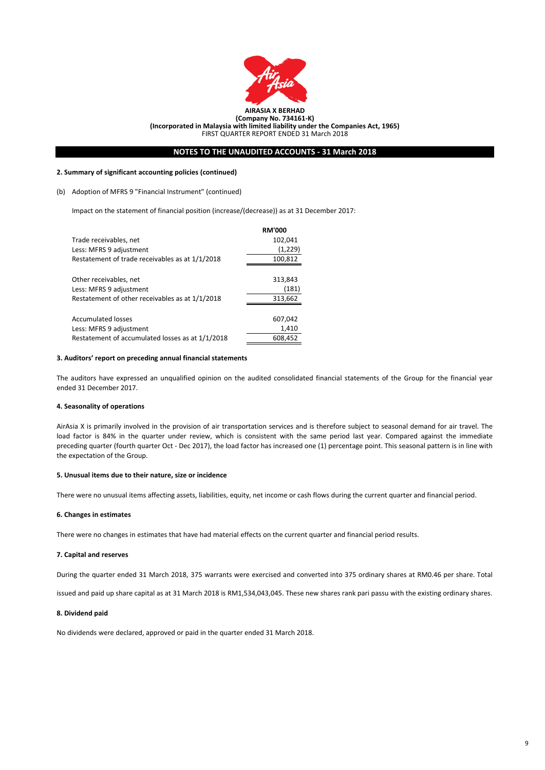**AIRASIA X BERHAD**
**(Company No. 734161-K)**
**(Incorporated in Malaysia with limited liability under the Companies Act, 1965)**
FIRST QUARTER REPORT ENDED 31 March 2018

## NOTES TO THE UNAUDITED ACCOUNTS - 31 March 2018

**2. Summary of significant accounting policies (continued)**

(b) Adoption of MFRS 9 "Financial Instrument" (continued)

Impact on the statement of financial position (increase/(decrease)) as at 31 December 2017:

| | RM'000 |
|---|---|
| Trade receivables, net | 102,041 |
| Less: MFRS 9 adjustment | (1,229) |
| Restatement of trade receivables as at 1/1/2018 | 100,812 |
| | |
| Other receivables, net | 313,843 |
| Less: MFRS 9 adjustment | (181) |
| Restatement of other receivables as at 1/1/2018 | 313,662 |
| | |
| Accumulated losses | 607,042 |
| Less: MFRS 9 adjustment | 1,410 |
| Restatement of accumulated losses as at 1/1/2018 | 608,452 |

**3. Auditors' report on preceding annual financial statements**

The auditors have expressed an unqualified opinion on the audited consolidated financial statements of the Group for the financial year ended 31 December 2017.

**4. Seasonality of operations**

AirAsia X is primarily involved in the provision of air transportation services and is therefore subject to seasonal demand for air travel. The load factor is 84% in the quarter under review, which is consistent with the same period last year. Compared against the immediate preceding quarter (fourth quarter Oct - Dec 2017), the load factor has increased one (1) percentage point. This seasonal pattern is in line with the expectation of the Group.

**5. Unusual items due to their nature, size or incidence**

There were no unusual items affecting assets, liabilities, equity, net income or cash flows during the current quarter and financial period.

**6. Changes in estimates**

There were no changes in estimates that have had material effects on the current quarter and financial period results.

**7. Capital and reserves**

During the quarter ended 31 March 2018, 375 warrants were exercised and converted into 375 ordinary shares at RM0.46 per share. Total

issued and paid up share capital as at 31 March 2018 is RM1,534,043,045. These new shares rank pari passu with the existing ordinary shares.

**8. Dividend paid**

No dividends were declared, approved or paid in the quarter ended 31 March 2018.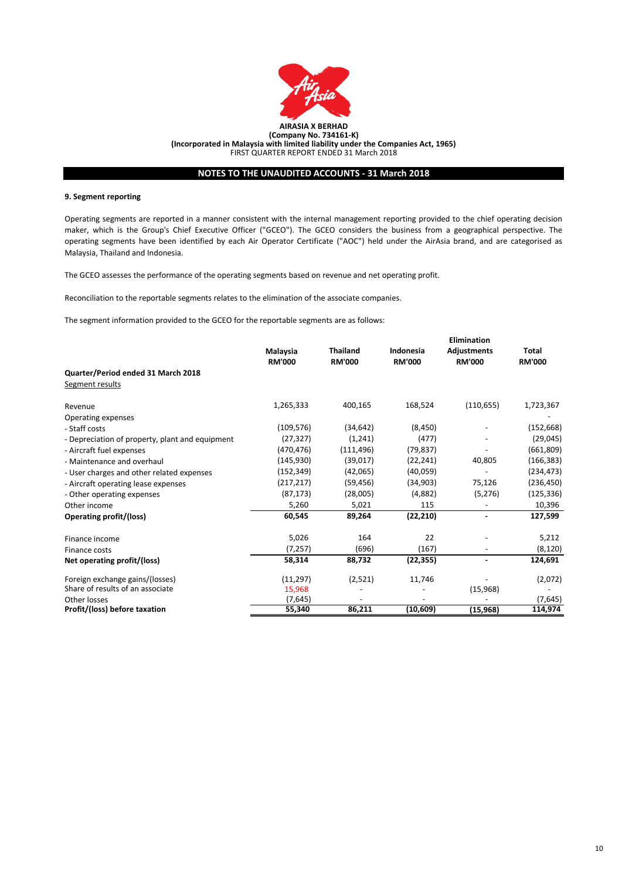**AIRASIA X BERHAD**
**(Company No. 734161-K)**
**(Incorporated in Malaysia with limited liability under the Companies Act, 1965)**
FIRST QUARTER REPORT ENDED 31 March 2018

## NOTES TO THE UNAUDITED ACCOUNTS - 31 March 2018

### 9. Segment reporting

Operating segments are reported in a manner consistent with the internal management reporting provided to the chief operating decision maker, which is the Group's Chief Executive Officer ("GCEO"). The GCEO considers the business from a geographical perspective. The operating segments have been identified by each Air Operator Certificate ("AOC") held under the AirAsia brand, and are categorised as Malaysia, Thailand and Indonesia.

The GCEO assesses the performance of the operating segments based on revenue and net operating profit.

Reconciliation to the reportable segments relates to the elimination of the associate companies.

The segment information provided to the GCEO for the reportable segments are as follows:

| | Malaysia RM'000 | Thailand RM'000 | Indonesia RM'000 | Elimination Adjustments RM'000 | Total RM'000 |
|---|---|---|---|---|---|
| **Quarter/Period ended 31 March 2018** | | | | | |
| Segment results | | | | | |
| Revenue | 1,265,333 | 400,165 | 168,524 | (110,655) | 1,723,367 |
| Operating expenses | | | | | - |
| - Staff costs | (109,576) | (34,642) | (8,450) | - | (152,668) |
| - Depreciation of property, plant and equipment | (27,327) | (1,241) | (477) | - | (29,045) |
| - Aircraft fuel expenses | (470,476) | (111,496) | (79,837) | - | (661,809) |
| - Maintenance and overhaul | (145,930) | (39,017) | (22,241) | 40,805 | (166,383) |
| - User charges and other related expenses | (152,349) | (42,065) | (40,059) | - | (234,473) |
| - Aircraft operating lease expenses | (217,217) | (59,456) | (34,903) | 75,126 | (236,450) |
| - Other operating expenses | (87,173) | (28,005) | (4,882) | (5,276) | (125,336) |
| Other income | 5,260 | 5,021 | 115 | - | 10,396 |
| **Operating profit/(loss)** | **60,545** | **89,264** | **(22,210)** | **-** | **127,599** |
| Finance income | 5,026 | 164 | 22 | - | 5,212 |
| Finance costs | (7,257) | (696) | (167) | - | (8,120) |
| **Net operating profit/(loss)** | **58,314** | **88,732** | **(22,355)** | **-** | **124,691** |
| Foreign exchange gains/(losses) | (11,297) | (2,521) | 11,746 | - | (2,072) |
| Share of results of an associate | 15,968 | - | - | (15,968) | - |
| Other losses | (7,645) | - | - | - | (7,645) |
| **Profit/(loss) before taxation** | **55,340** | **86,211** | **(10,609)** | **(15,968)** | **114,974** |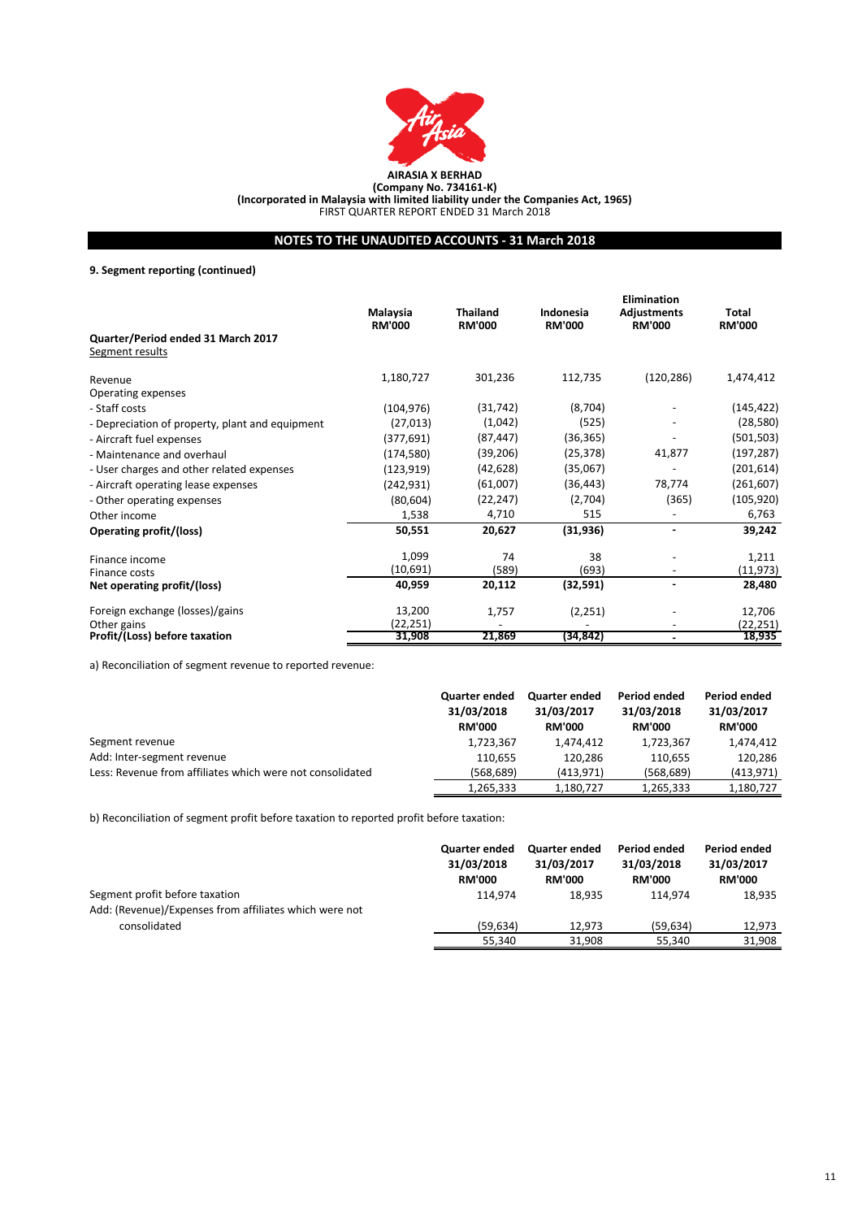**AIRASIA X BERHAD**
**(Company No. 734161-K)**
**(Incorporated in Malaysia with limited liability under the Companies Act, 1965)**
FIRST QUARTER REPORT ENDED 31 March 2018

## NOTES TO THE UNAUDITED ACCOUNTS - 31 March 2018

**9. Segment reporting (continued)**

| | Malaysia RM'000 | Thailand RM'000 | Indonesia RM'000 | Elimination Adjustments RM'000 | Total RM'000 |
|---|---|---|---|---|---|
| **Quarter/Period ended 31 March 2017** | | | | | |
| Segment results | | | | | |
| Revenue | 1,180,727 | 301,236 | 112,735 | (120,286) | 1,474,412 |
| Operating expenses | | | | | |
| - Staff costs | (104,976) | (31,742) | (8,704) | - | (145,422) |
| - Depreciation of property, plant and equipment | (27,013) | (1,042) | (525) | - | (28,580) |
| - Aircraft fuel expenses | (377,691) | (87,447) | (36,365) | - | (501,503) |
| - Maintenance and overhaul | (174,580) | (39,206) | (25,378) | 41,877 | (197,287) |
| - User charges and other related expenses | (123,919) | (42,628) | (35,067) | - | (201,614) |
| - Aircraft operating lease expenses | (242,931) | (61,007) | (36,443) | 78,774 | (261,607) |
| - Other operating expenses | (80,604) | (22,247) | (2,704) | (365) | (105,920) |
| Other income | 1,538 | 4,710 | 515 | - | 6,763 |
| **Operating profit/(loss)** | **50,551** | **20,627** | **(31,936)** | **-** | **39,242** |
| Finance income | 1,099 | 74 | 38 | - | 1,211 |
| Finance costs | (10,691) | (589) | (693) | - | (11,973) |
| **Net operating profit/(loss)** | **40,959** | **20,112** | **(32,591)** | **-** | **28,480** |
| Foreign exchange (losses)/gains | 13,200 | 1,757 | (2,251) | - | 12,706 |
| Other gains | (22,251) | - | - | - | (22,251) |
| **Profit/(Loss) before taxation** | **31,908** | **21,869** | **(34,842)** | **-** | **18,935** |

a) Reconciliation of segment revenue to reported revenue:

| | Quarter ended 31/03/2018 RM'000 | Quarter ended 31/03/2017 RM'000 | Period ended 31/03/2018 RM'000 | Period ended 31/03/2017 RM'000 |
|---|---|---|---|---|
| Segment revenue | 1,723,367 | 1,474,412 | 1,723,367 | 1,474,412 |
| Add: Inter-segment revenue | 110,655 | 120,286 | 110,655 | 120,286 |
| Less: Revenue from affiliates which were not consolidated | (568,689) | (413,971) | (568,689) | (413,971) |
| | 1,265,333 | 1,180,727 | 1,265,333 | 1,180,727 |

b) Reconciliation of segment profit before taxation to reported profit before taxation:

| | Quarter ended 31/03/2018 RM'000 | Quarter ended 31/03/2017 RM'000 | Period ended 31/03/2018 RM'000 | Period ended 31/03/2017 RM'000 |
|---|---|---|---|---|
| Segment profit before taxation | 114,974 | 18,935 | 114,974 | 18,935 |
| Add: (Revenue)/Expenses from affiliates which were not consolidated | (59,634) | 12,973 | (59,634) | 12,973 |
| | 55,340 | 31,908 | 55,340 | 31,908 |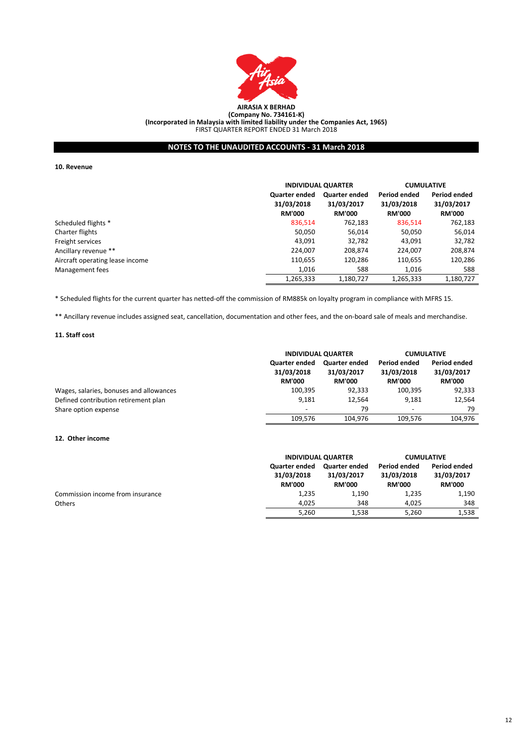**AIRASIA X BERHAD**
**(Company No. 734161-K)**
**(Incorporated in Malaysia with limited liability under the Companies Act, 1965)**
FIRST QUARTER REPORT ENDED 31 March 2018

## NOTES TO THE UNAUDITED ACCOUNTS - 31 March 2018

### 10. Revenue

| | INDIVIDUAL QUARTER | | CUMULATIVE | |
|---|---|---|---|---|
| | Quarter ended 31/03/2018 RM'000 | Quarter ended 31/03/2017 RM'000 | Period ended 31/03/2018 RM'000 | Period ended 31/03/2017 RM'000 |
| Scheduled flights * | 836,514 | 762,183 | 836,514 | 762,183 |
| Charter flights | 50,050 | 56,014 | 50,050 | 56,014 |
| Freight services | 43,091 | 32,782 | 43,091 | 32,782 |
| Ancillary revenue ** | 224,007 | 208,874 | 224,007 | 208,874 |
| Aircraft operating lease income | 110,655 | 120,286 | 110,655 | 120,286 |
| Management fees | 1,016 | 588 | 1,016 | 588 |
| | 1,265,333 | 1,180,727 | 1,265,333 | 1,180,727 |

* Scheduled flights for the current quarter has netted-off the commission of RM885k on loyalty program in compliance with MFRS 15.

** Ancillary revenue includes assigned seat, cancellation, documentation and other fees, and the on-board sale of meals and merchandise.

### 11. Staff cost

| | INDIVIDUAL QUARTER | | CUMULATIVE | |
|---|---|---|---|---|
| | Quarter ended 31/03/2018 RM'000 | Quarter ended 31/03/2017 RM'000 | Period ended 31/03/2018 RM'000 | Period ended 31/03/2017 RM'000 |
| Wages, salaries, bonuses and allowances | 100,395 | 92,333 | 100,395 | 92,333 |
| Defined contribution retirement plan | 9,181 | 12,564 | 9,181 | 12,564 |
| Share option expense | - | 79 | - | 79 |
| | 109,576 | 104,976 | 109,576 | 104,976 |

### 12. Other income

| | INDIVIDUAL QUARTER | | CUMULATIVE | |
|---|---|---|---|---|
| | Quarter ended 31/03/2018 RM'000 | Quarter ended 31/03/2017 RM'000 | Period ended 31/03/2018 RM'000 | Period ended 31/03/2017 RM'000 |
| Commission income from insurance | 1,235 | 1,190 | 1,235 | 1,190 |
| Others | 4,025 | 348 | 4,025 | 348 |
| | 5,260 | 1,538 | 5,260 | 1,538 |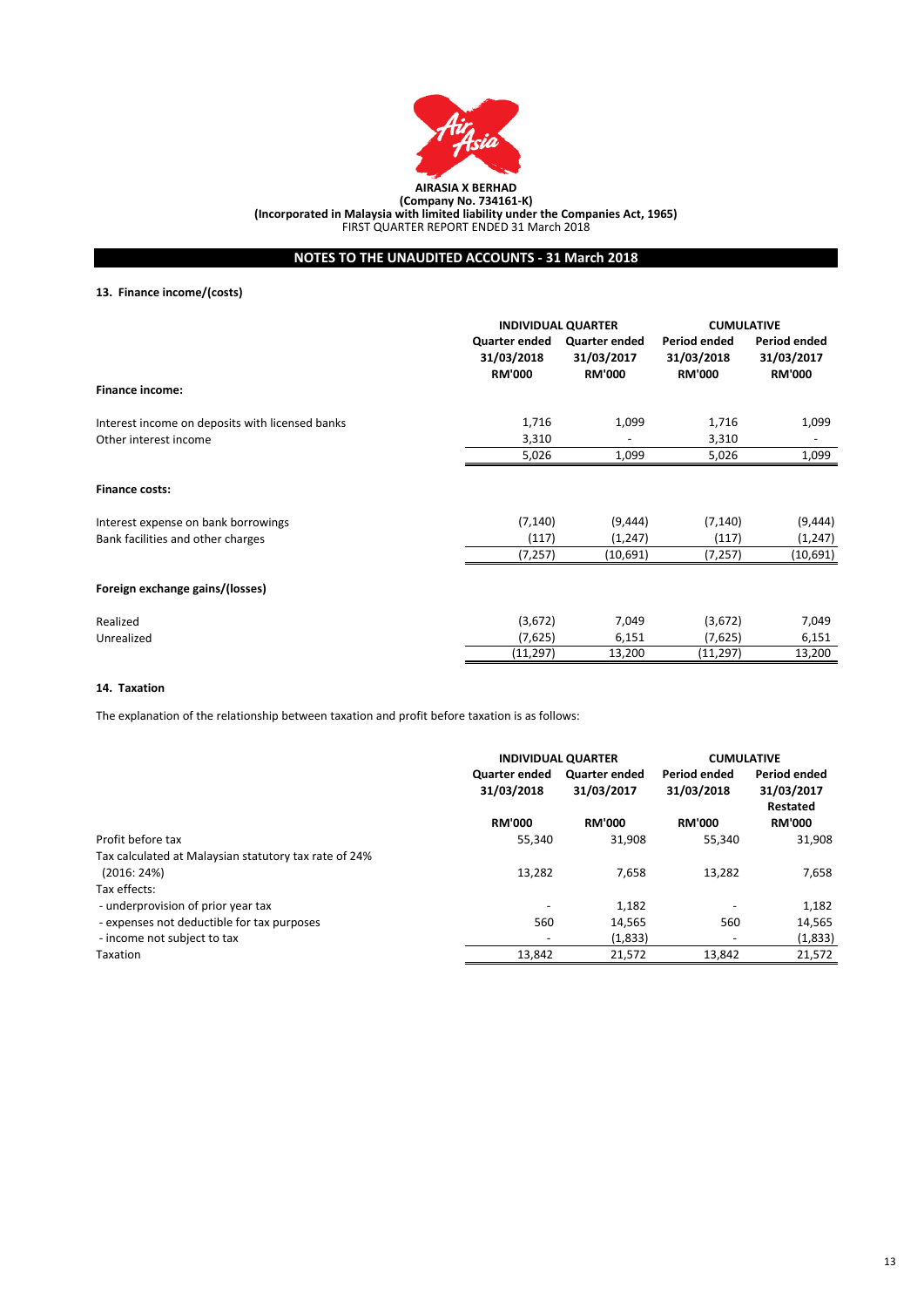**AIRASIA X BERHAD**
**(Company No. 734161-K)**
**(Incorporated in Malaysia with limited liability under the Companies Act, 1965)**
FIRST QUARTER REPORT ENDED 31 March 2018

## NOTES TO THE UNAUDITED ACCOUNTS - 31 March 2018

### 13. Finance income/(costs)

| | INDIVIDUAL QUARTER | | CUMULATIVE | |
|---|---|---|---|---|
| | Quarter ended 31/03/2018 RM'000 | Quarter ended 31/03/2017 RM'000 | Period ended 31/03/2018 RM'000 | Period ended 31/03/2017 RM'000 |
| **Finance income:** | | | | |
| Interest income on deposits with licensed banks | 1,716 | 1,099 | 1,716 | 1,099 |
| Other interest income | 3,310 | - | 3,310 | - |
| | 5,026 | 1,099 | 5,026 | 1,099 |
| **Finance costs:** | | | | |
| Interest expense on bank borrowings | (7,140) | (9,444) | (7,140) | (9,444) |
| Bank facilities and other charges | (117) | (1,247) | (117) | (1,247) |
| | (7,257) | (10,691) | (7,257) | (10,691) |
| **Foreign exchange gains/(losses)** | | | | |
| Realized | (3,672) | 7,049 | (3,672) | 7,049 |
| Unrealized | (7,625) | 6,151 | (7,625) | 6,151 |
| | (11,297) | 13,200 | (11,297) | 13,200 |

### 14. Taxation

The explanation of the relationship between taxation and profit before taxation is as follows:

| | INDIVIDUAL QUARTER | | CUMULATIVE | |
|---|---|---|---|---|
| | Quarter ended 31/03/2018 | Quarter ended 31/03/2017 | Period ended 31/03/2018 | Period ended 31/03/2017 Restated |
| | RM'000 | RM'000 | RM'000 | RM'000 |
| Profit before tax | 55,340 | 31,908 | 55,340 | 31,908 |
| Tax calculated at Malaysian statutory tax rate of 24% (2016: 24%) | 13,282 | 7,658 | 13,282 | 7,658 |
| Tax effects: | | | | |
| - underprovision of prior year tax | - | 1,182 | - | 1,182 |
| - expenses not deductible for tax purposes | 560 | 14,565 | 560 | 14,565 |
| - income not subject to tax | - | (1,833) | - | (1,833) |
| Taxation | 13,842 | 21,572 | 13,842 | 21,572 |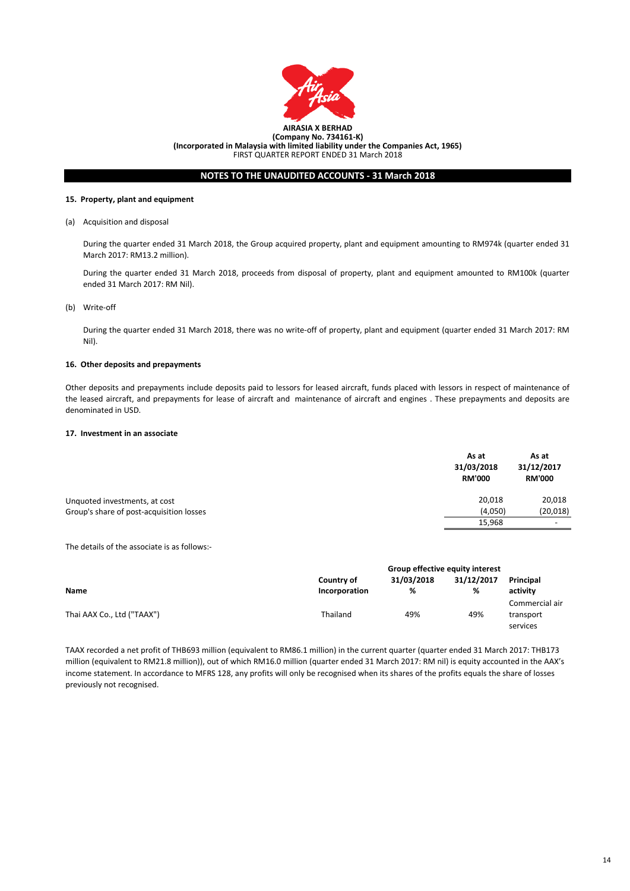**AIRASIA X BERHAD**
**(Company No. 734161-K)**
**(Incorporated in Malaysia with limited liability under the Companies Act, 1965)**
FIRST QUARTER REPORT ENDED 31 March 2018

## NOTES TO THE UNAUDITED ACCOUNTS - 31 March 2018

### 15. Property, plant and equipment

(a) Acquisition and disposal

During the quarter ended 31 March 2018, the Group acquired property, plant and equipment amounting to RM974k (quarter ended 31 March 2017: RM13.2 million).

During the quarter ended 31 March 2018, proceeds from disposal of property, plant and equipment amounted to RM100k (quarter ended 31 March 2017: RM Nil).

(b) Write-off

During the quarter ended 31 March 2018, there was no write-off of property, plant and equipment (quarter ended 31 March 2017: RM Nil).

### 16. Other deposits and prepayments

Other deposits and prepayments include deposits paid to lessors for leased aircraft, funds placed with lessors in respect of maintenance of the leased aircraft, and prepayments for lease of aircraft and maintenance of aircraft and engines . These prepayments and deposits are denominated in USD.

### 17. Investment in an associate

| | As at 31/03/2018 RM'000 | As at 31/12/2017 RM'000 |
|---|---|---|
| Unquoted investments, at cost | 20,018 | 20,018 |
| Group's share of post-acquisition losses | (4,050) | (20,018) |
| | 15,968 | - |

The details of the associate is as follows:-

| Name | Country of Incorporation | Group effective equity interest 31/03/2018 % | Group effective equity interest 31/12/2017 % | Principal activity |
|---|---|---|---|---|
| Thai AAX Co., Ltd ("TAAX") | Thailand | 49% | 49% | Commercial air transport services |

TAAX recorded a net profit of THB693 million (equivalent to RM86.1 million) in the current quarter (quarter ended 31 March 2017: THB173 million (equivalent to RM21.8 million)), out of which RM16.0 million (quarter ended 31 March 2017: RM nil) is equity accounted in the AAX's income statement. In accordance to MFRS 128, any profits will only be recognised when its shares of the profits equals the share of losses previously not recognised.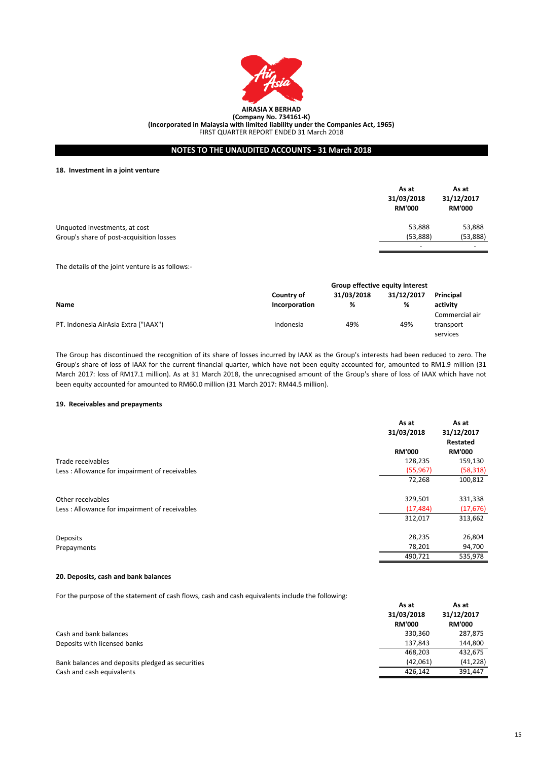**AIRASIA X BERHAD**
**(Company No. 734161-K)**
**(Incorporated in Malaysia with limited liability under the Companies Act, 1965)**
FIRST QUARTER REPORT ENDED 31 March 2018

## NOTES TO THE UNAUDITED ACCOUNTS - 31 March 2018

### 18. Investment in a joint venture

| | As at 31/03/2018 RM'000 | As at 31/12/2017 RM'000 |
|---|---|---|
| Unquoted investments, at cost | 53,888 | 53,888 |
| Group's share of post-acquisition losses | (53,888) | (53,888) |
| | - | - |

The details of the joint venture is as follows:-

| Name | Country of Incorporation | Group effective equity interest 31/03/2018 % | Group effective equity interest 31/12/2017 % | Principal activity |
|---|---|---|---|---|
| PT. Indonesia AirAsia Extra ("IAAX") | Indonesia | 49% | 49% | Commercial air transport services |

The Group has discontinued the recognition of its share of losses incurred by IAAX as the Group's interests had been reduced to zero. The Group's share of loss of IAAX for the current financial quarter, which have not been equity accounted for, amounted to RM1.9 million (31 March 2017: loss of RM17.1 million). As at 31 March 2018, the unrecognised amount of the Group's share of loss of IAAX which have not been equity accounted for amounted to RM60.0 million (31 March 2017: RM44.5 million).

### 19. Receivables and prepayments

| | As at 31/03/2018 RM'000 | As at 31/12/2017 Restated RM'000 |
|---|---|---|
| Trade receivables | 128,235 | 159,130 |
| Less : Allowance for impairment of receivables | (55,967) | (58,318) |
| | 72,268 | 100,812 |
| | | |
| Other receivables | 329,501 | 331,338 |
| Less : Allowance for impairment of receivables | (17,484) | (17,676) |
| | 312,017 | 313,662 |
| | | |
| Deposits | 28,235 | 26,804 |
| Prepayments | 78,201 | 94,700 |
| | 490,721 | 535,978 |

### 20. Deposits, cash and bank balances

For the purpose of the statement of cash flows, cash and cash equivalents include the following:

| | As at 31/03/2018 RM'000 | As at 31/12/2017 RM'000 |
|---|---|---|
| Cash and bank balances | 330,360 | 287,875 |
| Deposits with licensed banks | 137,843 | 144,800 |
| | 468,203 | 432,675 |
| Bank balances and deposits pledged as securities | (42,061) | (41,228) |
| Cash and cash equivalents | 426,142 | 391,447 |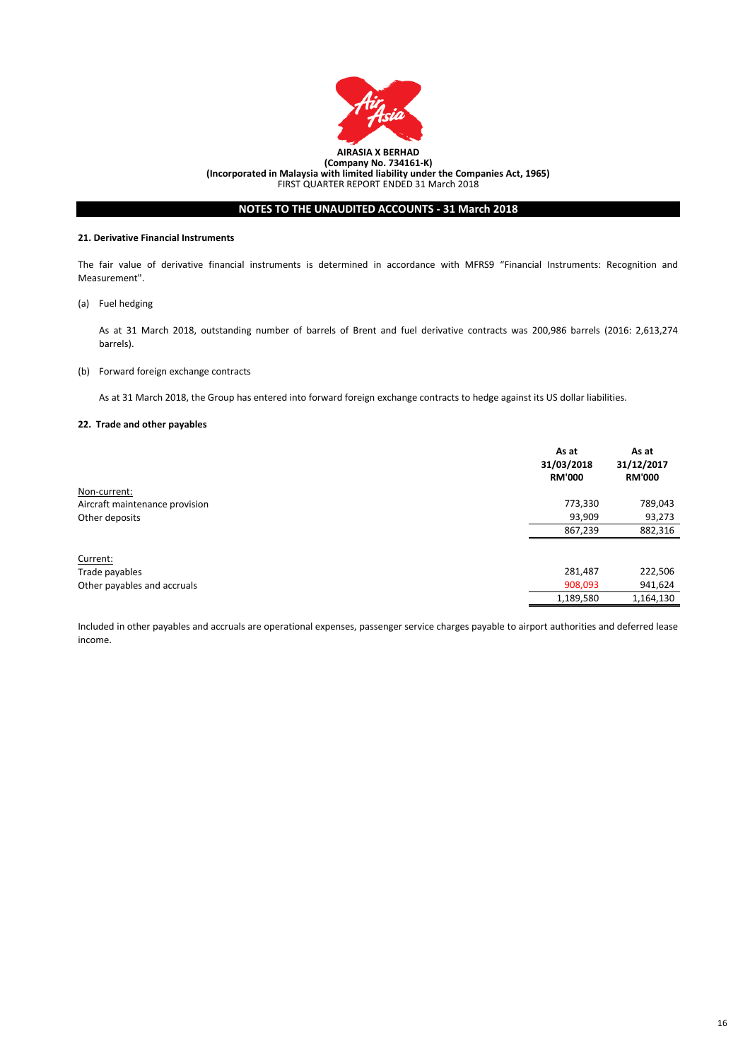**AIRASIA X BERHAD**
**(Company No. 734161-K)**
**(Incorporated in Malaysia with limited liability under the Companies Act, 1965)**
FIRST QUARTER REPORT ENDED 31 March 2018

## NOTES TO THE UNAUDITED ACCOUNTS - 31 March 2018

### 21. Derivative Financial Instruments

The fair value of derivative financial instruments is determined in accordance with MFRS9 "Financial Instruments: Recognition and Measurement".

(a) Fuel hedging

As at 31 March 2018, outstanding number of barrels of Brent and fuel derivative contracts was 200,986 barrels (2016: 2,613,274 barrels).

(b) Forward foreign exchange contracts

As at 31 March 2018, the Group has entered into forward foreign exchange contracts to hedge against its US dollar liabilities.

### 22. Trade and other payables

| | As at 31/03/2018 RM'000 | As at 31/12/2017 RM'000 |
|---|---|---|
| Non-current: | | |
| Aircraft maintenance provision | 773,330 | 789,043 |
| Other deposits | 93,909 | 93,273 |
| | 867,239 | 882,316 |
| | | |
| Current: | | |
| Trade payables | 281,487 | 222,506 |
| Other payables and accruals | 908,093 | 941,624 |
| | 1,189,580 | 1,164,130 |

Included in other payables and accruals are operational expenses, passenger service charges payable to airport authorities and deferred lease income.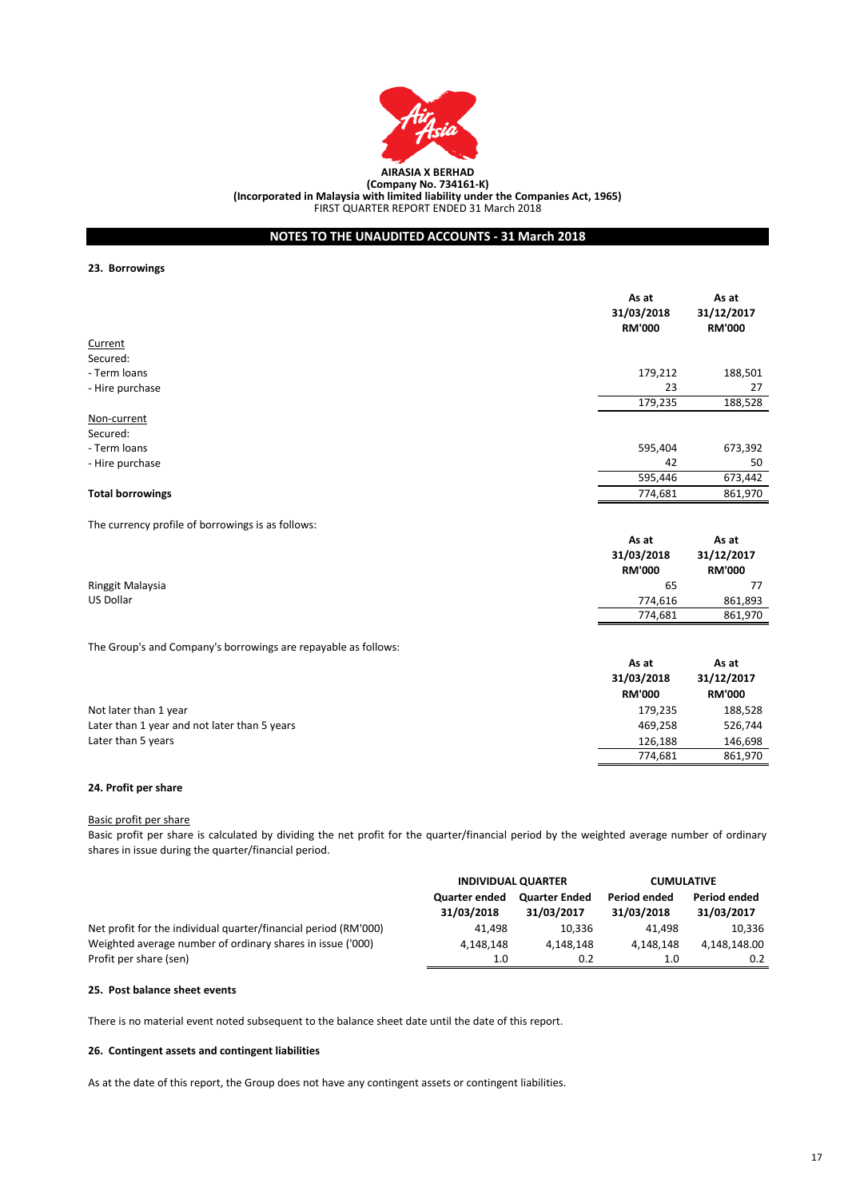**AIRASIA X BERHAD**
**(Company No. 734161-K)**
**(Incorporated in Malaysia with limited liability under the Companies Act, 1965)**
FIRST QUARTER REPORT ENDED 31 March 2018

## NOTES TO THE UNAUDITED ACCOUNTS - 31 March 2018

### 23. Borrowings

| | As at 31/03/2018 RM'000 | As at 31/12/2017 RM'000 |
|---|---|---|
| Current | | |
| Secured: | | |
| - Term loans | 179,212 | 188,501 |
| - Hire purchase | 23 | 27 |
| | 179,235 | 188,528 |
| Non-current | | |
| Secured: | | |
| - Term loans | 595,404 | 673,392 |
| - Hire purchase | 42 | 50 |
| | 595,446 | 673,442 |
| **Total borrowings** | 774,681 | 861,970 |

The currency profile of borrowings is as follows:

| | As at 31/03/2018 RM'000 | As at 31/12/2017 RM'000 |
|---|---|---|
| Ringgit Malaysia | 65 | 77 |
| US Dollar | 774,616 | 861,893 |
| | 774,681 | 861,970 |

The Group's and Company's borrowings are repayable as follows:

| | As at 31/03/2018 RM'000 | As at 31/12/2017 RM'000 |
|---|---|---|
| Not later than 1 year | 179,235 | 188,528 |
| Later than 1 year and not later than 5 years | 469,258 | 526,744 |
| Later than 5 years | 126,188 | 146,698 |
| | 774,681 | 861,970 |

### 24. Profit per share

Basic profit per share

Basic profit per share is calculated by dividing the net profit for the quarter/financial period by the weighted average number of ordinary shares in issue during the quarter/financial period.

| | INDIVIDUAL QUARTER | | CUMULATIVE | |
|---|---|---|---|---|
| | Quarter ended 31/03/2018 | Quarter Ended 31/03/2017 | Period ended 31/03/2018 | Period ended 31/03/2017 |
| Net profit for the individual quarter/financial period (RM'000) | 41,498 | 10,336 | 41,498 | 10,336 |
| Weighted average number of ordinary shares in issue ('000) | 4,148,148 | 4,148,148 | 4,148,148 | 4,148,148.00 |
| Profit per share (sen) | 1.0 | 0.2 | 1.0 | 0.2 |

### 25. Post balance sheet events

There is no material event noted subsequent to the balance sheet date until the date of this report.

### 26. Contingent assets and contingent liabilities

As at the date of this report, the Group does not have any contingent assets or contingent liabilities.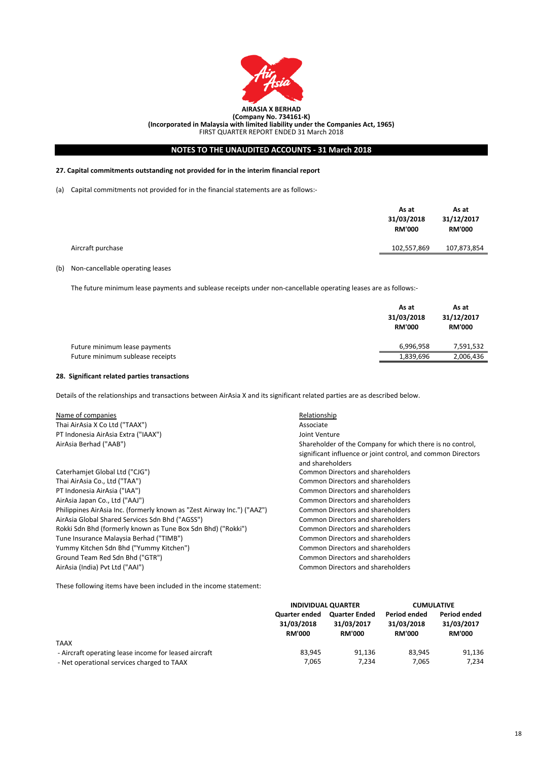**AIRASIA X BERHAD**
**(Company No. 734161-K)**
**(Incorporated in Malaysia with limited liability under the Companies Act, 1965)**
FIRST QUARTER REPORT ENDED 31 March 2018

## NOTES TO THE UNAUDITED ACCOUNTS - 31 March 2018

### 27. Capital commitments outstanding not provided for in the interim financial report

(a) Capital commitments not provided for in the financial statements are as follows:-

| | As at 31/03/2018 RM'000 | As at 31/12/2017 RM'000 |
|---|---|---|
| Aircraft purchase | 102,557,869 | 107,873,854 |

(b) Non-cancellable operating leases

The future minimum lease payments and sublease receipts under non-cancellable operating leases are as follows:-

| | As at 31/03/2018 RM'000 | As at 31/12/2017 RM'000 |
|---|---|---|
| Future minimum lease payments | 6,996,958 | 7,591,532 |
| Future minimum sublease receipts | 1,839,696 | 2,006,436 |

### 28. Significant related parties transactions

Details of the relationships and transactions between AirAsia X and its significant related parties are as described below.

| Name of companies | Relationship |
|---|---|
| Thai AirAsia X Co Ltd ("TAAX") | Associate |
| PT Indonesia AirAsia Extra ("IAAX") | Joint Venture |
| AirAsia Berhad ("AAB") | Shareholder of the Company for which there is no control, significant influence or joint control, and common Directors and shareholders |
| Caterhamjet Global Ltd ("CJG") | Common Directors and shareholders |
| Thai AirAsia Co., Ltd ("TAA") | Common Directors and shareholders |
| PT Indonesia AirAsia ("IAA") | Common Directors and shareholders |
| AirAsia Japan Co., Ltd ("AAJ") | Common Directors and shareholders |
| Philippines AirAsia Inc. (formerly known as "Zest Airway Inc.") ("AAZ") | Common Directors and shareholders |
| AirAsia Global Shared Services Sdn Bhd ("AGSS") | Common Directors and shareholders |
| Rokki Sdn Bhd (formerly known as Tune Box Sdn Bhd) ("Rokki") | Common Directors and shareholders |
| Tune Insurance Malaysia Berhad ("TIMB") | Common Directors and shareholders |
| Yummy Kitchen Sdn Bhd ("Yummy Kitchen") | Common Directors and shareholders |
| Ground Team Red Sdn Bhd ("GTR") | Common Directors and shareholders |
| AirAsia (India) Pvt Ltd ("AAI") | Common Directors and shareholders |

These following items have been included in the income statement:

| | INDIVIDUAL QUARTER | | CUMULATIVE | |
|---|---|---|---|---|
| | Quarter ended 31/03/2018 RM'000 | Quarter Ended 31/03/2017 RM'000 | Period ended 31/03/2018 RM'000 | Period ended 31/03/2017 RM'000 |
| TAAX | | | | |
| - Aircraft operating lease income for leased aircraft | 83,945 | 91,136 | 83,945 | 91,136 |
| - Net operational services charged to TAAX | 7,065 | 7,234 | 7,065 | 7,234 |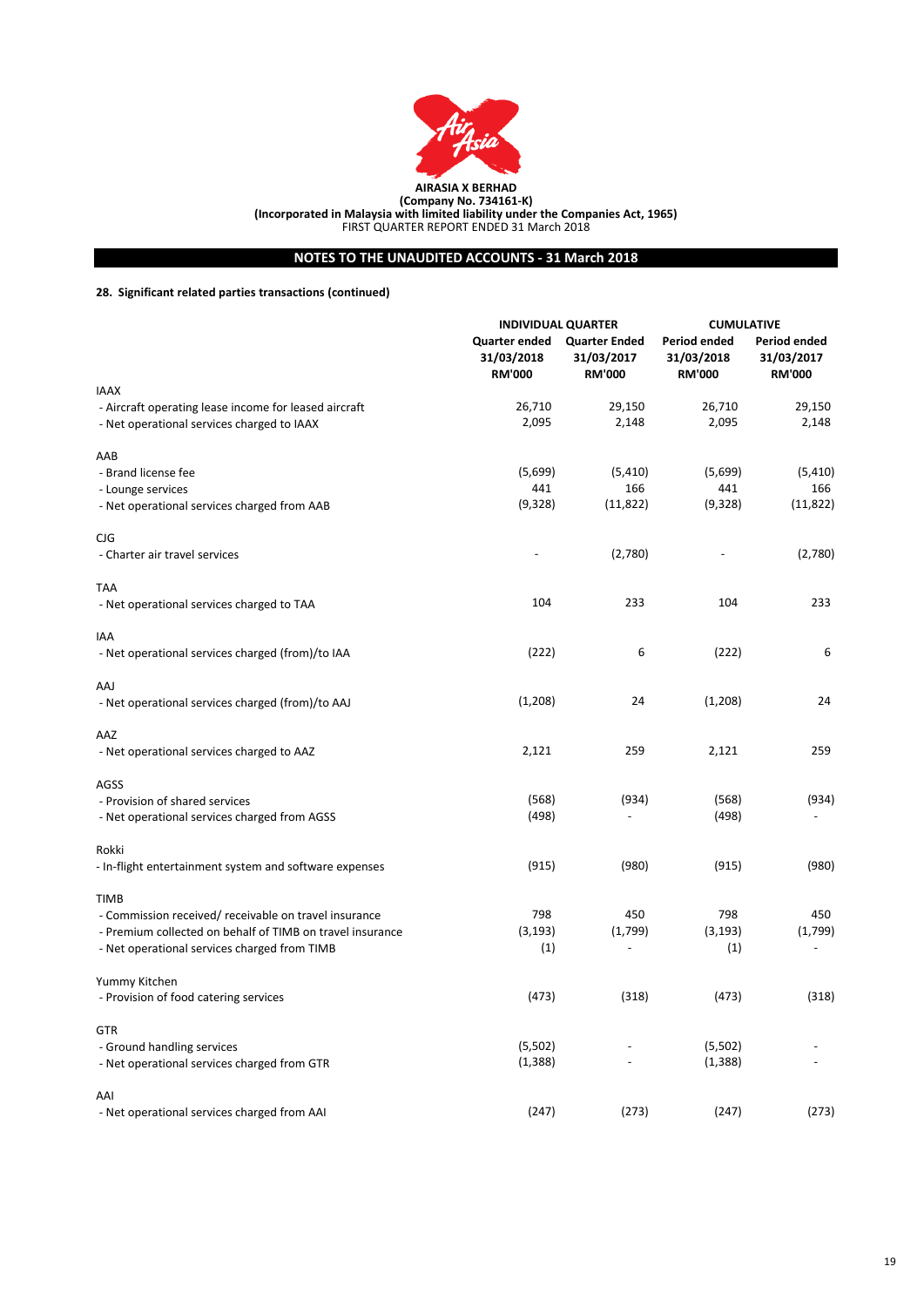**AIRASIA X BERHAD**
**(Company No. 734161-K)**
**(Incorporated in Malaysia with limited liability under the Companies Act, 1965)**
FIRST QUARTER REPORT ENDED 31 March 2018

## NOTES TO THE UNAUDITED ACCOUNTS - 31 March 2018

### 28. Significant related parties transactions (continued)

| | INDIVIDUAL QUARTER | | CUMULATIVE | |
|---|---|---|---|---|
| | Quarter ended 31/03/2018 RM'000 | Quarter Ended 31/03/2017 RM'000 | Period ended 31/03/2018 RM'000 | Period ended 31/03/2017 RM'000 |
| IAAX | | | | |
| - Aircraft operating lease income for leased aircraft | 26,710 | 29,150 | 26,710 | 29,150 |
| - Net operational services charged to IAAX | 2,095 | 2,148 | 2,095 | 2,148 |
| AAB | | | | |
| - Brand license fee | (5,699) | (5,410) | (5,699) | (5,410) |
| - Lounge services | 441 | 166 | 441 | 166 |
| - Net operational services charged from AAB | (9,328) | (11,822) | (9,328) | (11,822) |
| CJG | | | | |
| - Charter air travel services | - | (2,780) | - | (2,780) |
| TAA | | | | |
| - Net operational services charged to TAA | 104 | 233 | 104 | 233 |
| IAA | | | | |
| - Net operational services charged (from)/to IAA | (222) | 6 | (222) | 6 |
| AAJ | | | | |
| - Net operational services charged (from)/to AAJ | (1,208) | 24 | (1,208) | 24 |
| AAZ | | | | |
| - Net operational services charged to AAZ | 2,121 | 259 | 2,121 | 259 |
| AGSS | | | | |
| - Provision of shared services | (568) | (934) | (568) | (934) |
| - Net operational services charged from AGSS | (498) | - | (498) | - |
| Rokki | | | | |
| - In-flight entertainment system and software expenses | (915) | (980) | (915) | (980) |
| TIMB | | | | |
| - Commission received/ receivable on travel insurance | 798 | 450 | 798 | 450 |
| - Premium collected on behalf of TIMB on travel insurance | (3,193) | (1,799) | (3,193) | (1,799) |
| - Net operational services charged from TIMB | (1) | - | (1) | - |
| Yummy Kitchen | | | | |
| - Provision of food catering services | (473) | (318) | (473) | (318) |
| GTR | | | | |
| - Ground handling services | (5,502) | - | (5,502) | - |
| - Net operational services charged from GTR | (1,388) | - | (1,388) | - |
| AAI | | | | |
| - Net operational services charged from AAI | (247) | (273) | (247) | (273) |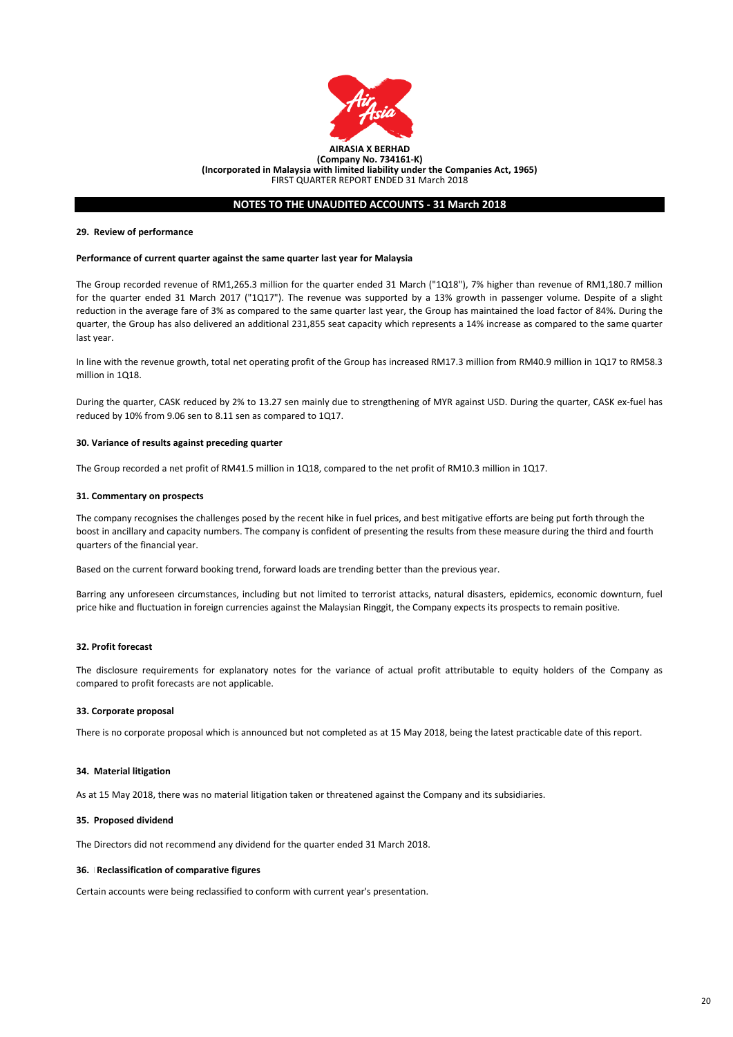**AIRASIA X BERHAD**
**(Company No. 734161-K)**
**(Incorporated in Malaysia with limited liability under the Companies Act, 1965)**
FIRST QUARTER REPORT ENDED 31 March 2018

## NOTES TO THE UNAUDITED ACCOUNTS - 31 March 2018

### 29. Review of performance

**Performance of current quarter against the same quarter last year for Malaysia**

The Group recorded revenue of RM1,265.3 million for the quarter ended 31 March ("1Q18"), 7% higher than revenue of RM1,180.7 million for the quarter ended 31 March 2017 ("1Q17"). The revenue was supported by a 13% growth in passenger volume. Despite of a slight reduction in the average fare of 3% as compared to the same quarter last year, the Group has maintained the load factor of 84%. During the quarter, the Group has also delivered an additional 231,855 seat capacity which represents a 14% increase as compared to the same quarter last year.

In line with the revenue growth, total net operating profit of the Group has increased RM17.3 million from RM40.9 million in 1Q17 to RM58.3 million in 1Q18.

During the quarter, CASK reduced by 2% to 13.27 sen mainly due to strengthening of MYR against USD. During the quarter, CASK ex-fuel has reduced by 10% from 9.06 sen to 8.11 sen as compared to 1Q17.

### 30. Variance of results against preceding quarter

The Group recorded a net profit of RM41.5 million in 1Q18, compared to the net profit of RM10.3 million in 1Q17.

### 31. Commentary on prospects

The company recognises the challenges posed by the recent hike in fuel prices, and best mitigative efforts are being put forth through the boost in ancillary and capacity numbers. The company is confident of presenting the results from these measure during the third and fourth quarters of the financial year.

Based on the current forward booking trend, forward loads are trending better than the previous year.

Barring any unforeseen circumstances, including but not limited to terrorist attacks, natural disasters, epidemics, economic downturn, fuel price hike and fluctuation in foreign currencies against the Malaysian Ringgit, the Company expects its prospects to remain positive.

### 32. Profit forecast

The disclosure requirements for explanatory notes for the variance of actual profit attributable to equity holders of the Company as compared to profit forecasts are not applicable.

### 33. Corporate proposal

There is no corporate proposal which is announced but not completed as at 15 May 2018, being the latest practicable date of this report.

### 34. Material litigation

As at 15 May 2018, there was no material litigation taken or threatened against the Company and its subsidiaries.

### 35. Proposed dividend

The Directors did not recommend any dividend for the quarter ended 31 March 2018.

### 36. Reclassification of comparative figures

Certain accounts were being reclassified to conform with current year's presentation.